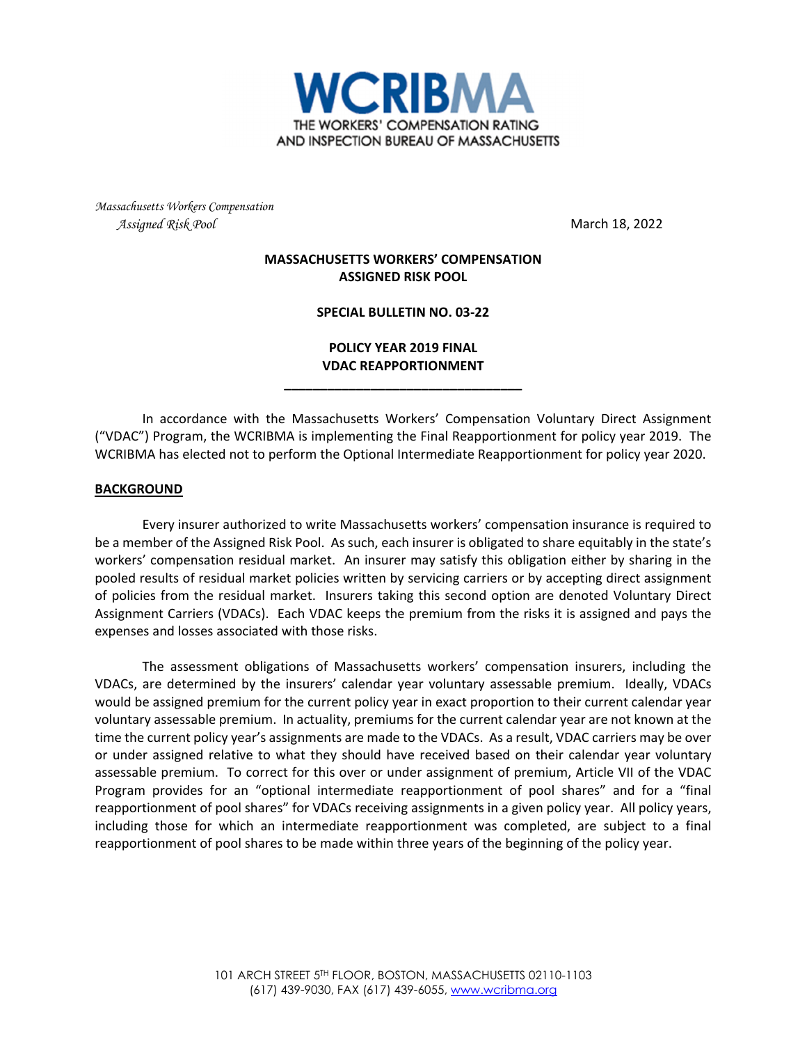WCRIBMA
THE WORKERS' COMPENSATION RATING AND INSPECTION BUREAU OF MASSACHUSETTS

*Massachusetts Workers Compensation Assigned Risk Pool*

March 18, 2022

**MASSACHUSETTS WORKERS' COMPENSATION ASSIGNED RISK POOL**

**SPECIAL BULLETIN NO. 03-22**

**POLICY YEAR 2019 FINAL VDAC REAPPORTIONMENT**

---

In accordance with the Massachusetts Workers' Compensation Voluntary Direct Assignment ("VDAC") Program, the WCRIBMA is implementing the Final Reapportionment for policy year 2019. The WCRIBMA has elected not to perform the Optional Intermediate Reapportionment for policy year 2020.

**BACKGROUND**

Every insurer authorized to write Massachusetts workers' compensation insurance is required to be a member of the Assigned Risk Pool. As such, each insurer is obligated to share equitably in the state's workers' compensation residual market. An insurer may satisfy this obligation either by sharing in the pooled results of residual market policies written by servicing carriers or by accepting direct assignment of policies from the residual market. Insurers taking this second option are denoted Voluntary Direct Assignment Carriers (VDACs). Each VDAC keeps the premium from the risks it is assigned and pays the expenses and losses associated with those risks.

The assessment obligations of Massachusetts workers' compensation insurers, including the VDACs, are determined by the insurers' calendar year voluntary assessable premium. Ideally, VDACs would be assigned premium for the current policy year in exact proportion to their current calendar year voluntary assessable premium. In actuality, premiums for the current calendar year are not known at the time the current policy year's assignments are made to the VDACs. As a result, VDAC carriers may be over or under assigned relative to what they should have received based on their calendar year voluntary assessable premium. To correct for this over or under assignment of premium, Article VII of the VDAC Program provides for an "optional intermediate reapportionment of pool shares" and for a "final reapportionment of pool shares" for VDACs receiving assignments in a given policy year. All policy years, including those for which an intermediate reapportionment was completed, are subject to a final reapportionment of pool shares to be made within three years of the beginning of the policy year.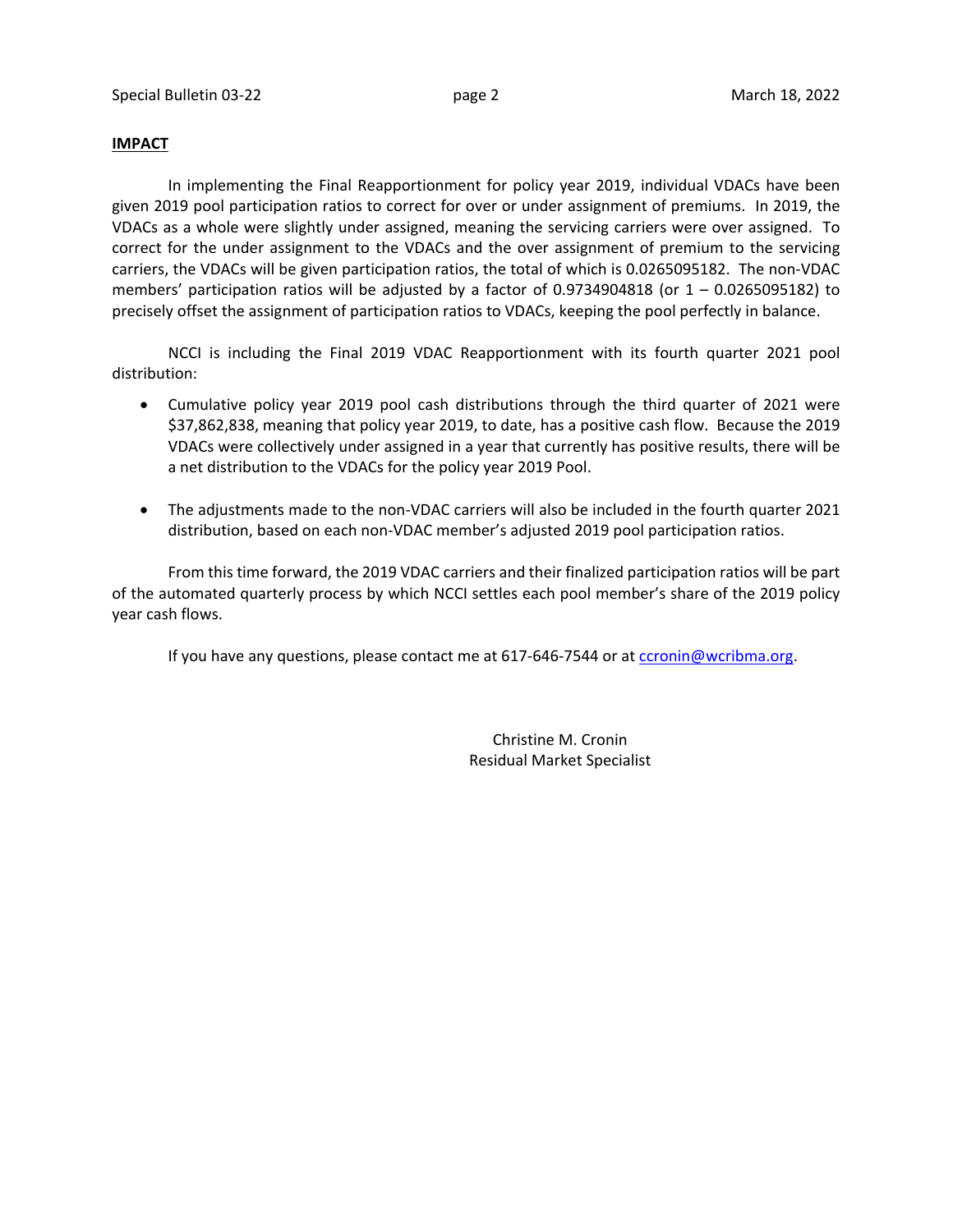**IMPACT**

In implementing the Final Reapportionment for policy year 2019, individual VDACs have been given 2019 pool participation ratios to correct for over or under assignment of premiums. In 2019, the VDACs as a whole were slightly under assigned, meaning the servicing carriers were over assigned. To correct for the under assignment to the VDACs and the over assignment of premium to the servicing carriers, the VDACs will be given participation ratios, the total of which is 0.0265095182. The non-VDAC members' participation ratios will be adjusted by a factor of 0.9734904818 (or 1 – 0.0265095182) to precisely offset the assignment of participation ratios to VDACs, keeping the pool perfectly in balance.

NCCI is including the Final 2019 VDAC Reapportionment with its fourth quarter 2021 pool distribution:

- Cumulative policy year 2019 pool cash distributions through the third quarter of 2021 were $37,862,838, meaning that policy year 2019, to date, has a positive cash flow. Because the 2019 VDACs were collectively under assigned in a year that currently has positive results, there will be a net distribution to the VDACs for the policy year 2019 Pool.
- The adjustments made to the non-VDAC carriers will also be included in the fourth quarter 2021 distribution, based on each non-VDAC member's adjusted 2019 pool participation ratios.

From this time forward, the 2019 VDAC carriers and their finalized participation ratios will be part of the automated quarterly process by which NCCI settles each pool member's share of the 2019 policy year cash flows.

If you have any questions, please contact me at 617-646-7544 or at ccronin@wcribma.org.

Christine M. Cronin
Residual Market Specialist